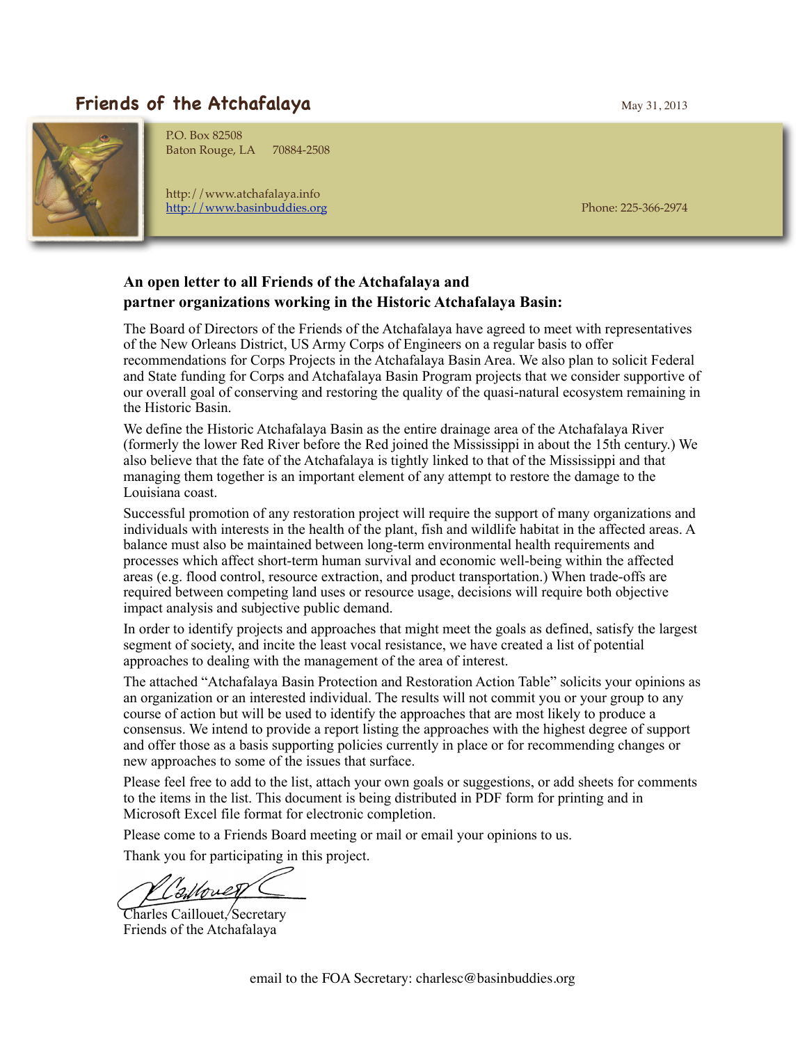# Friends of the Atchafalaya

May 31, 2013

P.O. Box 82508
Baton Rouge, LA 70884-2508

http://www.atchafalaya.info
http://www.basinbuddies.org

Phone: 225-366-2974

**An open letter to all Friends of the Atchafalaya and partner organizations working in the Historic Atchafalaya Basin:**

The Board of Directors of the Friends of the Atchafalaya have agreed to meet with representatives of the New Orleans District, US Army Corps of Engineers on a regular basis to offer recommendations for Corps Projects in the Atchafalaya Basin Area. We also plan to solicit Federal and State funding for Corps and Atchafalaya Basin Program projects that we consider supportive of our overall goal of conserving and restoring the quality of the quasi-natural ecosystem remaining in the Historic Basin.

We define the Historic Atchafalaya Basin as the entire drainage area of the Atchafalaya River (formerly the lower Red River before the Red joined the Mississippi in about the 15th century.) We also believe that the fate of the Atchafalaya is tightly linked to that of the Mississippi and that managing them together is an important element of any attempt to restore the damage to the Louisiana coast.

Successful promotion of any restoration project will require the support of many organizations and individuals with interests in the health of the plant, fish and wildlife habitat in the affected areas. A balance must also be maintained between long-term environmental health requirements and processes which affect short-term human survival and economic well-being within the affected areas (e.g. flood control, resource extraction, and product transportation.) When trade-offs are required between competing land uses or resource usage, decisions will require both objective impact analysis and subjective public demand.

In order to identify projects and approaches that might meet the goals as defined, satisfy the largest segment of society, and incite the least vocal resistance, we have created a list of potential approaches to dealing with the management of the area of interest.

The attached "Atchafalaya Basin Protection and Restoration Action Table" solicits your opinions as an organization or an interested individual. The results will not commit you or your group to any course of action but will be used to identify the approaches that are most likely to produce a consensus. We intend to provide a report listing the approaches with the highest degree of support and offer those as a basis supporting policies currently in place or for recommending changes or new approaches to some of the issues that surface.

Please feel free to add to the list, attach your own goals or suggestions, or add sheets for comments to the items in the list. This document is being distributed in PDF form for printing and in Microsoft Excel file format for electronic completion.

Please come to a Friends Board meeting or mail or email your opinions to us.

Thank you for participating in this project.

Charles Caillouet, Secretary
Friends of the Atchafalaya

email to the FOA Secretary: charlesc@basinbuddies.org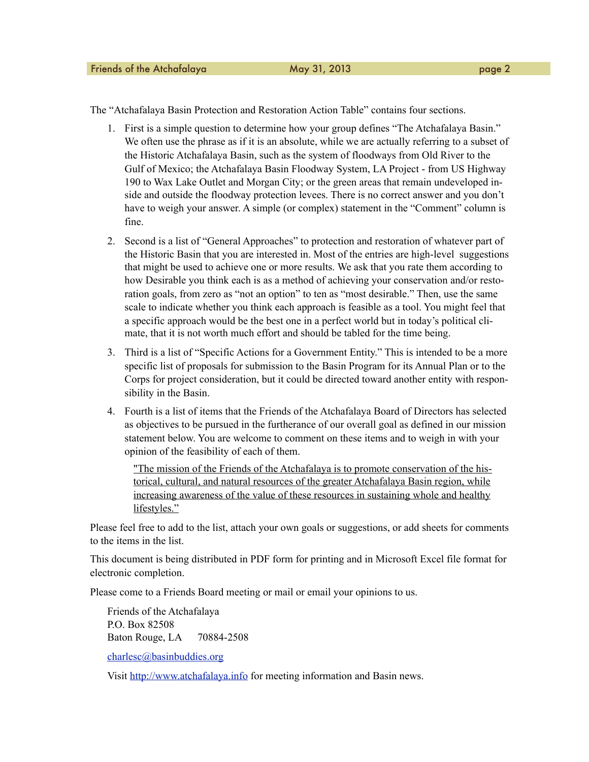The "Atchafalaya Basin Protection and Restoration Action Table" contains four sections.

1. First is a simple question to determine how your group defines "The Atchafalaya Basin." We often use the phrase as if it is an absolute, while we are actually referring to a subset of the Historic Atchafalaya Basin, such as the system of floodways from Old River to the Gulf of Mexico; the Atchafalaya Basin Floodway System, LA Project - from US Highway 190 to Wax Lake Outlet and Morgan City; or the green areas that remain undeveloped inside and outside the floodway protection levees. There is no correct answer and you don't have to weigh your answer. A simple (or complex) statement in the "Comment" column is fine.

2. Second is a list of "General Approaches" to protection and restoration of whatever part of the Historic Basin that you are interested in. Most of the entries are high-level suggestions that might be used to achieve one or more results. We ask that you rate them according to how Desirable you think each is as a method of achieving your conservation and/or restoration goals, from zero as "not an option" to ten as "most desirable." Then, use the same scale to indicate whether you think each approach is feasible as a tool. You might feel that a specific approach would be the best one in a perfect world but in today's political climate, that it is not worth much effort and should be tabled for the time being.

3. Third is a list of "Specific Actions for a Government Entity." This is intended to be a more specific list of proposals for submission to the Basin Program for its Annual Plan or to the Corps for project consideration, but it could be directed toward another entity with responsibility in the Basin.

4. Fourth is a list of items that the Friends of the Atchafalaya Board of Directors has selected as objectives to be pursued in the furtherance of our overall goal as defined in our mission statement below. You are welcome to comment on these items and to weigh in with your opinion of the feasibility of each of them.

   <u>"The mission of the Friends of the Atchafalaya is to promote conservation of the historical, cultural, and natural resources of the greater Atchafalaya Basin region, while increasing awareness of the value of these resources in sustaining whole and healthy lifestyles."</u>

Please feel free to add to the list, attach your own goals or suggestions, or add sheets for comments to the items in the list.

This document is being distributed in PDF form for printing and in Microsoft Excel file format for electronic completion.

Please come to a Friends Board meeting or mail or email your opinions to us.

Friends of the Atchafalaya
P.O. Box 82508
Baton Rouge, LA 70884-2508

[charlesc@basinbuddies.org](mailto:charlesc@basinbuddies.org)

Visit [http://www.atchafalaya.info](http://www.atchafalaya.info) for meeting information and Basin news.